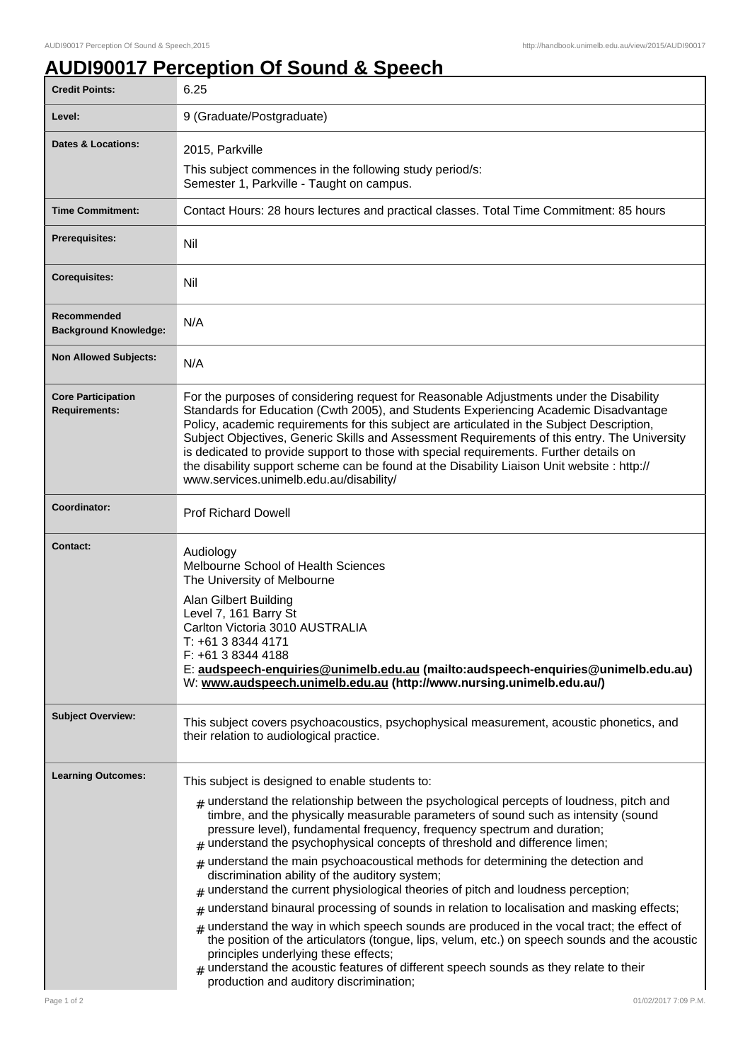# AUDI90017 Perception Of Sound & Speech

| Credit Points: | 6.25 |
| --- | --- |
| Level: | 9 (Graduate/Postgraduate) |
| Dates & Locations: | 2015, Parkville<br>This subject commences in the following study period/s:<br>Semester 1, Parkville - Taught on campus. |
| Time Commitment: | Contact Hours: 28 hours lectures and practical classes. Total Time Commitment: 85 hours |
| Prerequisites: | Nil |
| Corequisites: | Nil |
| Recommended Background Knowledge: | N/A |
| Non Allowed Subjects: | N/A |
| Core Participation Requirements: | For the purposes of considering request for Reasonable Adjustments under the Disability Standards for Education (Cwth 2005), and Students Experiencing Academic Disadvantage Policy, academic requirements for this subject are articulated in the Subject Description, Subject Objectives, Generic Skills and Assessment Requirements of this entry. The University is dedicated to provide support to those with special requirements. Further details on the disability support scheme can be found at the Disability Liaison Unit website : http://www.services.unimelb.edu.au/disability/ |
| Coordinator: | Prof Richard Dowell |
| Contact: | Audiology<br>Melbourne School of Health Sciences<br>The University of Melbourne<br>Alan Gilbert Building<br>Level 7, 161 Barry St<br>Carlton Victoria 3010 AUSTRALIA<br>T: +61 3 8344 4171<br>F: +61 3 8344 4188<br>E: **audspeech-enquiries@unimelb.edu.au (mailto:audspeech-enquiries@unimelb.edu.au)**<br>W: **www.audspeech.unimelb.edu.au (http://www.nursing.unimelb.edu.au/)** |
| Subject Overview: | This subject covers psychoacoustics, psychophysical measurement, acoustic phonetics, and their relation to audiological practice. |
| Learning Outcomes: | This subject is designed to enable students to:<br># understand the relationship between the psychological percepts of loudness, pitch and timbre, and the physically measurable parameters of sound such as intensity (sound pressure level), fundamental frequency, frequency spectrum and duration;<br># understand the psychophysical concepts of threshold and difference limen;<br># understand the main psychoacoustical methods for determining the detection and discrimination ability of the auditory system;<br># understand the current physiological theories of pitch and loudness perception;<br># understand binaural processing of sounds in relation to localisation and masking effects;<br># understand the way in which speech sounds are produced in the vocal tract; the effect of the position of the articulators (tongue, lips, velum, etc.) on speech sounds and the acoustic principles underlying these effects;<br># understand the acoustic features of different speech sounds as they relate to their production and auditory discrimination; |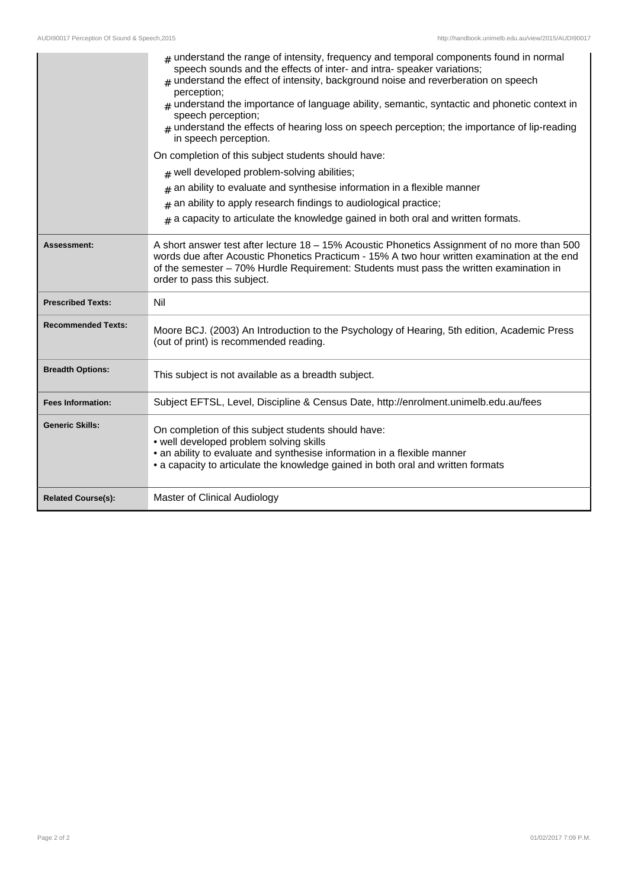| | |
|---|---|
| | # understand the range of intensity, frequency and temporal components found in normal speech sounds and the effects of inter- and intra- speaker variations;<br># understand the effect of intensity, background noise and reverberation on speech perception;<br># understand the importance of language ability, semantic, syntactic and phonetic context in speech perception;<br># understand the effects of hearing loss on speech perception; the importance of lip-reading in speech perception.<br><br>On completion of this subject students should have:<br><br># well developed problem-solving abilities;<br># an ability to evaluate and synthesise information in a flexible manner<br># an ability to apply research findings to audiological practice;<br># a capacity to articulate the knowledge gained in both oral and written formats. |
| **Assessment:** | A short answer test after lecture 18 – 15% Acoustic Phonetics Assignment of no more than 500 words due after Acoustic Phonetics Practicum - 15% A two hour written examination at the end of the semester – 70% Hurdle Requirement: Students must pass the written examination in order to pass this subject. |
| **Prescribed Texts:** | Nil |
| **Recommended Texts:** | Moore BCJ. (2003) An Introduction to the Psychology of Hearing, 5th edition, Academic Press (out of print) is recommended reading. |
| **Breadth Options:** | This subject is not available as a breadth subject. |
| **Fees Information:** | Subject EFTSL, Level, Discipline & Census Date, http://enrolment.unimelb.edu.au/fees |
| **Generic Skills:** | On completion of this subject students should have:<br>• well developed problem solving skills<br>• an ability to evaluate and synthesise information in a flexible manner<br>• a capacity to articulate the knowledge gained in both oral and written formats |
| **Related Course(s):** | Master of Clinical Audiology |